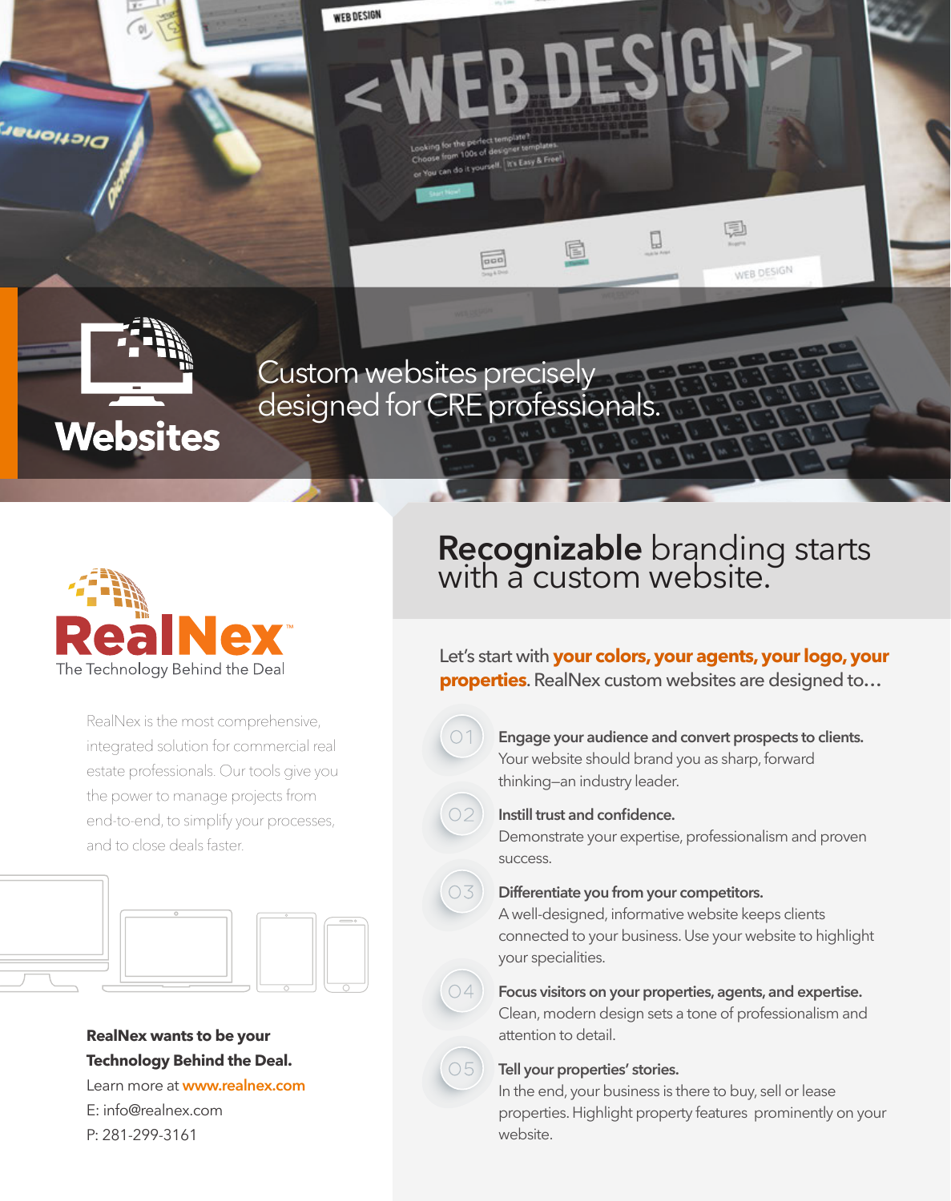# Websites

Custom websites precisely designed for CRE professionals.

**RealNex™**

The Technology Behind the Deal

RealNex is the most comprehensive, integrated solution for commercial real estate professionals. Our tools give you the power to manage projects from end-to-end, to simplify your processes, and to close deals faster.

**RealNex wants to be your Technology Behind the Deal.**

Learn more at **www.realnex.com**

E: info@realnex.com

P: 281-299-3161

## **Recognizable** branding starts with a custom website.

Let's start with **your colors, your agents, your logo, your properties**. RealNex custom websites are designed to…

01 **Engage your audience and convert prospects to clients.**
Your website should brand you as sharp, forward thinking–an industry leader.

02 **Instill trust and confidence.**
Demonstrate your expertise, professionalism and proven success.

03 **Differentiate you from your competitors.**
A well-designed, informative website keeps clients connected to your business. Use your website to highlight your specialities.

04 **Focus visitors on your properties, agents, and expertise.**
Clean, modern design sets a tone of professionalism and attention to detail.

05 **Tell your properties' stories.**
In the end, your business is there to buy, sell or lease properties. Highlight property features prominently on your website.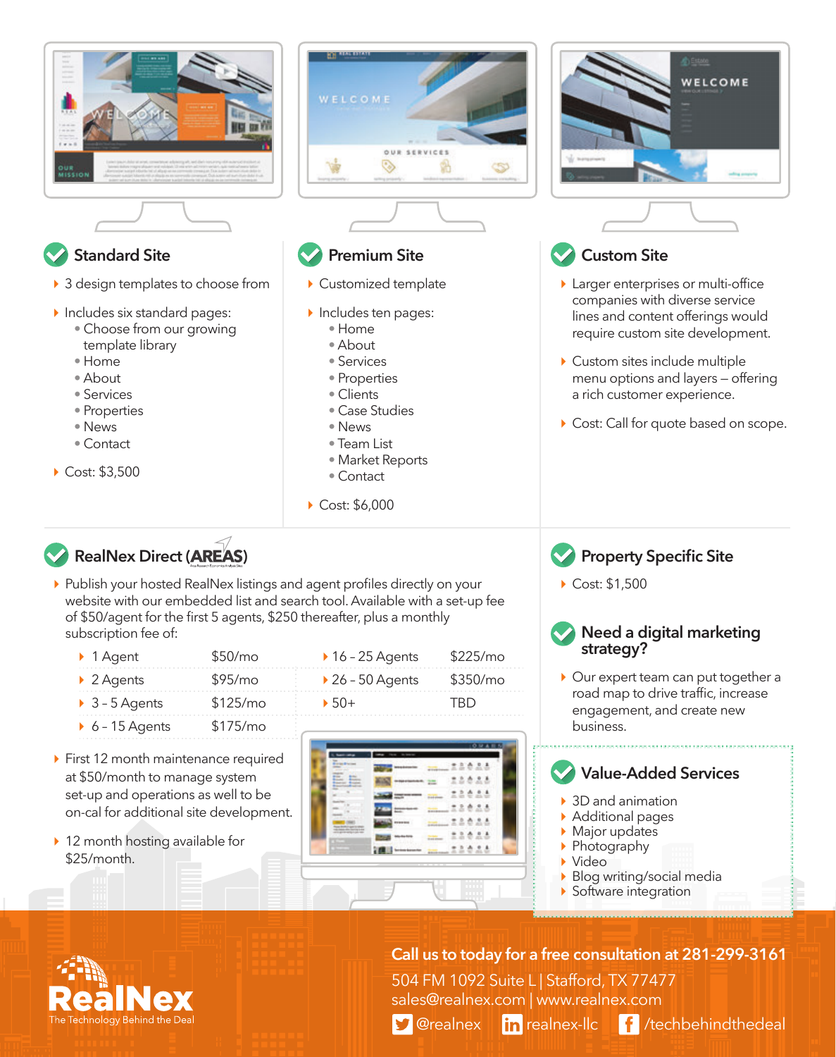## Standard Site

- 3 design templates to choose from
- Includes six standard pages:
  - Choose from our growing template library
  - Home
  - About
  - Services
  - Properties
  - News
  - Contact
- Cost: $3,500

## Premium Site

- Customized template
- Includes ten pages:
  - Home
  - About
  - Services
  - Properties
  - Clients
  - Case Studies
  - News
  - Team List
  - Market Reports
  - Contact
- Cost: $6,000

## Custom Site

- Larger enterprises or multi-office companies with diverse service lines and content offerings would require custom site development.
- Custom sites include multiple menu options and layers – offering a rich customer experience.
- Cost: Call for quote based on scope.

## RealNex Direct (AREAS)

- Publish your hosted RealNex listings and agent profiles directly on your website with our embedded list and search tool. Available with a set-up fee of $50/agent for the first 5 agents, $250 thereafter, plus a monthly subscription fee of:

| | | | |
|---|---|---|---|
| 1 Agent | $50/mo | 16 – 25 Agents | $225/mo |
| 2 Agents | $95/mo | 26 – 50 Agents | $350/mo |
| 3 – 5 Agents | $125/mo | 50+ | TBD |
| 6 – 15 Agents | $175/mo | | |

- First 12 month maintenance required at $50/month to manage system set-up and operations as well to be on-cal for additional site development.
- 12 month hosting available for $25/month.

## Property Specific Site

- Cost: $1,500

## Need a digital marketing strategy?

- Our expert team can put together a road map to drive traffic, increase engagement, and create new business.

## Value-Added Services

- 3D and animation
- Additional pages
- Major updates
- Photography
- Video
- Blog writing/social media
- Software integration

**RealNex**
The Technology Behind the Deal

**Call us to today for a free consultation at 281-299-3161**

504 FM 1092 Suite L | Stafford, TX 77477
sales@realnex.com | www.realnex.com
@realnex  realnex-llc  /techbehindthedeal